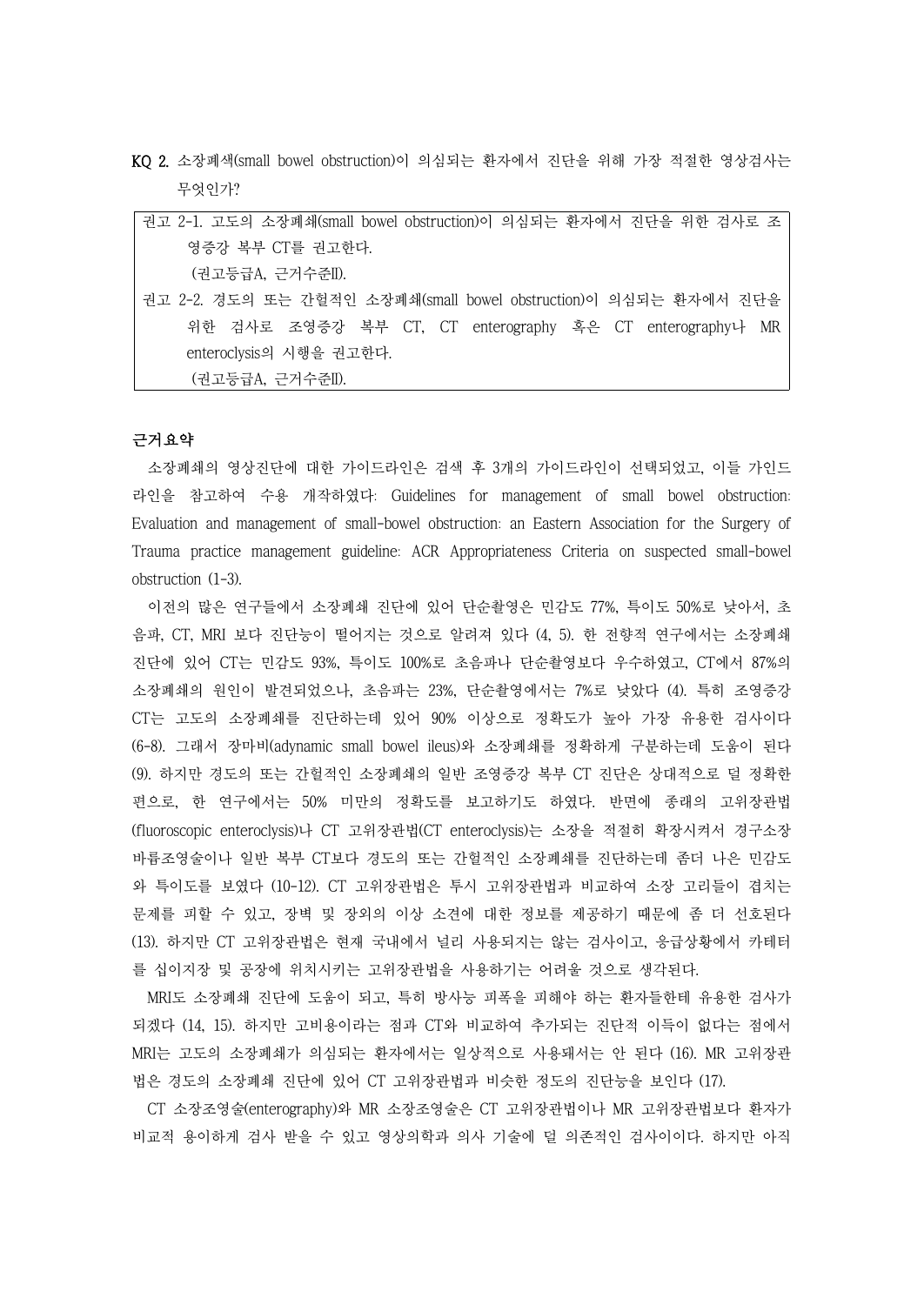**KQ 2.** 소장폐색(small bowel obstruction)이 의심되는 환자에서 진단을 위해 가장 적절한 영상검사는 무엇인가?

> 권고 2-1. 고도의 소장폐쇄(small bowel obstruction)이 의심되는 환자에서 진단을 위한 검사로 조영증강 복부 CT를 권고한다.
> (권고등급A, 근거수준II).
>
> 권고 2-2. 경도의 또는 간헐적인 소장폐쇄(small bowel obstruction)이 의심되는 환자에서 진단을 위한 검사로 조영증강 복부 CT, CT enterography 혹은 CT enterography나 MR enteroclysis의 시행을 권고한다.
> (권고등급A, 근거수준II).

**근거요약**

소장폐쇄의 영상진단에 대한 가이드라인은 검색 후 3개의 가이드라인이 선택되었고, 이들 가인드라인을 참고하여 수용 개작하였다: Guidelines for management of small bowel obstruction: Evaluation and management of small-bowel obstruction: an Eastern Association for the Surgery of Trauma practice management guideline: ACR Appropriateness Criteria on suspected small-bowel obstruction (1-3).

이전의 많은 연구들에서 소장폐쇄 진단에 있어 단순촬영은 민감도 77%, 특이도 50%로 낮아서, 초음파, CT, MRI 보다 진단능이 떨어지는 것으로 알려져 있다 (4, 5). 한 전향적 연구에서는 소장폐쇄 진단에 있어 CT는 민감도 93%, 특이도 100%로 초음파나 단순촬영보다 우수하였고, CT에서 87%의 소장폐쇄의 원인이 발견되었으나, 초음파는 23%, 단순촬영에서는 7%로 낮았다 (4). 특히 조영증강 CT는 고도의 소장폐쇄를 진단하는데 있어 90% 이상으로 정확도가 높아 가장 유용한 검사이다 (6-8). 그래서 장마비(adynamic small bowel ileus)와 소장폐쇄를 정확하게 구분하는데 도움이 된다 (9). 하지만 경도의 또는 간헐적인 소장폐쇄의 일반 조영증강 복부 CT 진단은 상대적으로 덜 정확한 편으로, 한 연구에서는 50% 미만의 정확도를 보고하기도 하였다. 반면에 종래의 고위장관법(fluoroscopic enteroclysis)나 CT 고위장관법(CT enteroclysis)는 소장을 적절히 확장시켜서 경구소장바륨조영술이나 일반 복부 CT보다 경도의 또는 간헐적인 소장폐쇄를 진단하는데 좀더 나은 민감도와 특이도를 보였다 (10-12). CT 고위장관법은 투시 고위장관법과 비교하여 소장 고리들이 겹치는 문제를 피할 수 있고, 장벽 및 장외의 이상 소견에 대한 정보를 제공하기 때문에 좀 더 선호된다 (13). 하지만 CT 고위장관법은 현재 국내에서 널리 사용되지는 않는 검사이고, 응급상황에서 카테터를 십이지장 및 공장에 위치시키는 고위장관법을 사용하기는 어려울 것으로 생각된다.

MRI도 소장폐쇄 진단에 도움이 되고, 특히 방사능 피폭을 피해야 하는 환자들한테 유용한 검사가 되겠다 (14, 15). 하지만 고비용이라는 점과 CT와 비교하여 추가되는 진단적 이득이 없다는 점에서 MRI는 고도의 소장폐쇄가 의심되는 환자에서는 일상적으로 사용돼서는 안 된다 (16). MR 고위장관법은 경도의 소장폐쇄 진단에 있어 CT 고위장관법과 비슷한 정도의 진단능을 보인다 (17).

CT 소장조영술(enterography)와 MR 소장조영술은 CT 고위장관법이나 MR 고위장관법보다 환자가 비교적 용이하게 검사 받을 수 있고 영상의학과 의사 기술에 덜 의존적인 검사이다. 하지만 아직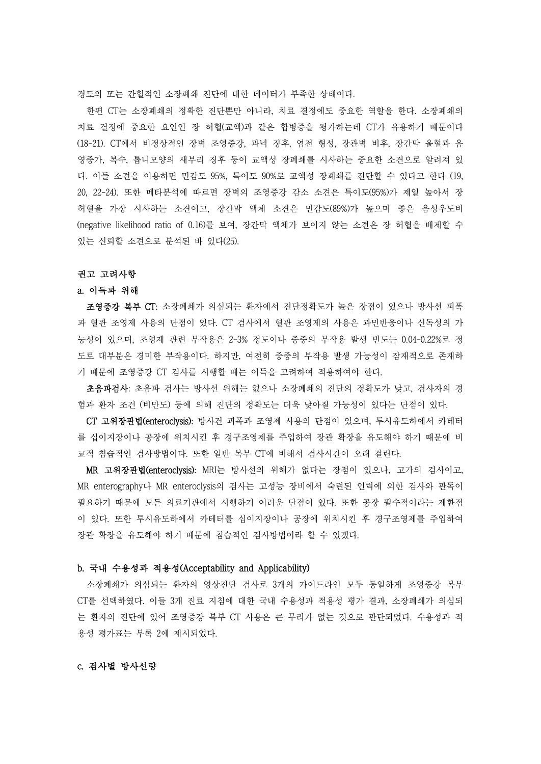경도의 또는 간헐적인 소장폐쇄 진단에 대한 데이터가 부족한 상태이다.

한편 CT는 소장폐쇄의 정확한 진단뿐만 아니라, 치료 결정에도 중요한 역할을 한다. 소장폐쇄의 치료 결정에 중요한 요인인 장 허혈(교액)과 같은 합병증을 평가하는데 CT가 유용하기 때문이다 (18-21). CT에서 비정상적인 장벽 조영증강, 과녁 징후, 염전 형성, 장관벽 비후, 장간막 울혈과 음영증가, 복수, 톱니모양의 새부리 징후 등이 교액성 장폐쇄를 시사하는 중요한 소견으로 알려져 있다. 이들 소견을 이용하면 민감도 95%, 특이도 90%로 교액성 장폐쇄를 진단할 수 있다고 한다 (19, 20, 22-24). 또한 메타분석에 따르면 장벽의 조영증강 감소 소견은 특이도(95%)가 제일 높아서 장 허혈을 가장 시사하는 소견이고, 장간막 액체 소견은 민감도(89%)가 높으며 좋은 음성우도비 (negative likelihood ratio of 0.16)를 보여, 장간막 액체가 보이지 않는 소견은 장 허혈을 배제할 수 있는 신뢰할 소견으로 분석된 바 있다(25).

### 권고 고려사항

#### a. 이득과 위해

**조영증강 복부 CT**: 소장폐쇄가 의심되는 환자에서 진단정확도가 높은 장점이 있으나 방사선 피폭과 혈관 조영제 사용의 단점이 있다. CT 검사에서 혈관 조영제의 사용은 과민반응이나 신독성의 가능성이 있으며, 조영제 관련 부작용은 2-3% 정도이나 중증의 부작용 발생 빈도는 0.04-0.22%로 정도로 대부분은 경미한 부작용이다. 하지만, 여전히 중증의 부작용 발생 가능성이 잠재적으로 존재하기 때문에 조영증강 CT 검사를 시행할 때는 이득을 고려하여 적용하여야 한다.

**초음파검사**: 초음파 검사는 방사선 위해는 없으나 소장폐쇄의 진단의 정확도가 낮고, 검사자의 경험과 환자 조건 (비만도) 등에 의해 진단의 정확도는 더욱 낮아질 가능성이 있다는 단점이 있다.

**CT 고위장관법(enteroclysis)**: 방사건 피폭과 조영제 사용의 단점이 있으며, 투시유도하에서 카테터를 십이지장이나 공장에 위치시킨 후 경구조영제를 주입하여 장관 확장을 유도해야 하기 때문에 비교적 침습적인 검사방법이다. 또한 일반 복부 CT에 비해서 검사시간이 오래 걸린다.

**MR 고위장관법(enteroclysis)**: MRI는 방사선의 위해가 없다는 장점이 있으나, 고가의 검사이고, MR enterography나 MR enteroclysis의 검사는 고성능 장비에서 숙련된 인력에 의한 검사와 판독이 필요하기 때문에 모든 의료기관에서 시행하기 어려운 단점이 있다. 또한 공장 필수적이라는 제한점이 있다. 또한 투시유도하에서 카테터를 십이지장이나 공장에 위치시킨 후 경구조영제를 주입하여 장관 확장을 유도해야 하기 때문에 침습적인 검사방법이라 할 수 있겠다.

#### b. 국내 수용성과 적용성(Acceptability and Applicability)

소장폐쇄가 의심되는 환자의 영상진단 검사로 3개의 가이드라인 모두 동일하게 조영증강 복부 CT를 선택하였다. 이들 3개 진료 지침에 대한 국내 수용성과 적용성 평가 결과, 소장폐쇄가 의심되는 환자의 진단에 있어 조영증강 복부 CT 사용은 큰 무리가 없는 것으로 판단되었다. 수용성과 적용성 평가표는 부록 2에 제시되었다.

#### c. 검사별 방사선량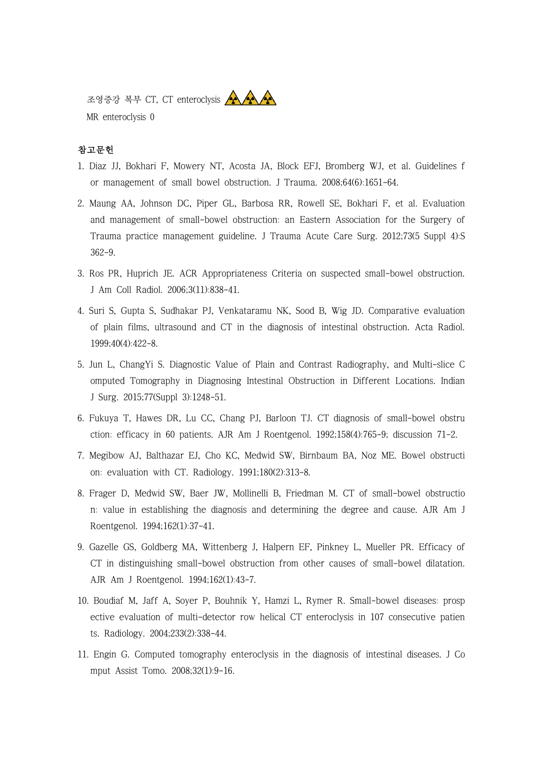조영증강 복부 CT, CT enteroclysis ☢☢☢

MR enteroclysis 0

## 참고문헌

1. Diaz JJ, Bokhari F, Mowery NT, Acosta JA, Block EFJ, Bromberg WJ, et al. Guidelines for management of small bowel obstruction. J Trauma. 2008;64(6):1651-64.
2. Maung AA, Johnson DC, Piper GL, Barbosa RR, Rowell SE, Bokhari F, et al. Evaluation and management of small-bowel obstruction: an Eastern Association for the Surgery of Trauma practice management guideline. J Trauma Acute Care Surg. 2012;73(5 Suppl 4):S362-9.
3. Ros PR, Huprich JE. ACR Appropriateness Criteria on suspected small-bowel obstruction. J Am Coll Radiol. 2006;3(11):838-41.
4. Suri S, Gupta S, Sudhakar PJ, Venkataramu NK, Sood B, Wig JD. Comparative evaluation of plain films, ultrasound and CT in the diagnosis of intestinal obstruction. Acta Radiol. 1999;40(4):422-8.
5. Jun L, ChangYi S. Diagnostic Value of Plain and Contrast Radiography, and Multi-slice Computed Tomography in Diagnosing Intestinal Obstruction in Different Locations. Indian J Surg. 2015;77(Suppl 3):1248-51.
6. Fukuya T, Hawes DR, Lu CC, Chang PJ, Barloon TJ. CT diagnosis of small-bowel obstruction: efficacy in 60 patients. AJR Am J Roentgenol. 1992;158(4):765-9; discussion 71-2.
7. Megibow AJ, Balthazar EJ, Cho KC, Medwid SW, Birnbaum BA, Noz ME. Bowel obstruction: evaluation with CT. Radiology. 1991;180(2):313-8.
8. Frager D, Medwid SW, Baer JW, Mollinelli B, Friedman M. CT of small-bowel obstruction: value in establishing the diagnosis and determining the degree and cause. AJR Am J Roentgenol. 1994;162(1):37-41.
9. Gazelle GS, Goldberg MA, Wittenberg J, Halpern EF, Pinkney L, Mueller PR. Efficacy of CT in distinguishing small-bowel obstruction from other causes of small-bowel dilatation. AJR Am J Roentgenol. 1994;162(1):43-7.
10. Boudiaf M, Jaff A, Soyer P, Bouhnik Y, Hamzi L, Rymer R. Small-bowel diseases: prospective evaluation of multi-detector row helical CT enteroclysis in 107 consecutive patients. Radiology. 2004;233(2):338-44.
11. Engin G. Computed tomography enteroclysis in the diagnosis of intestinal diseases. J Comput Assist Tomo. 2008;32(1):9-16.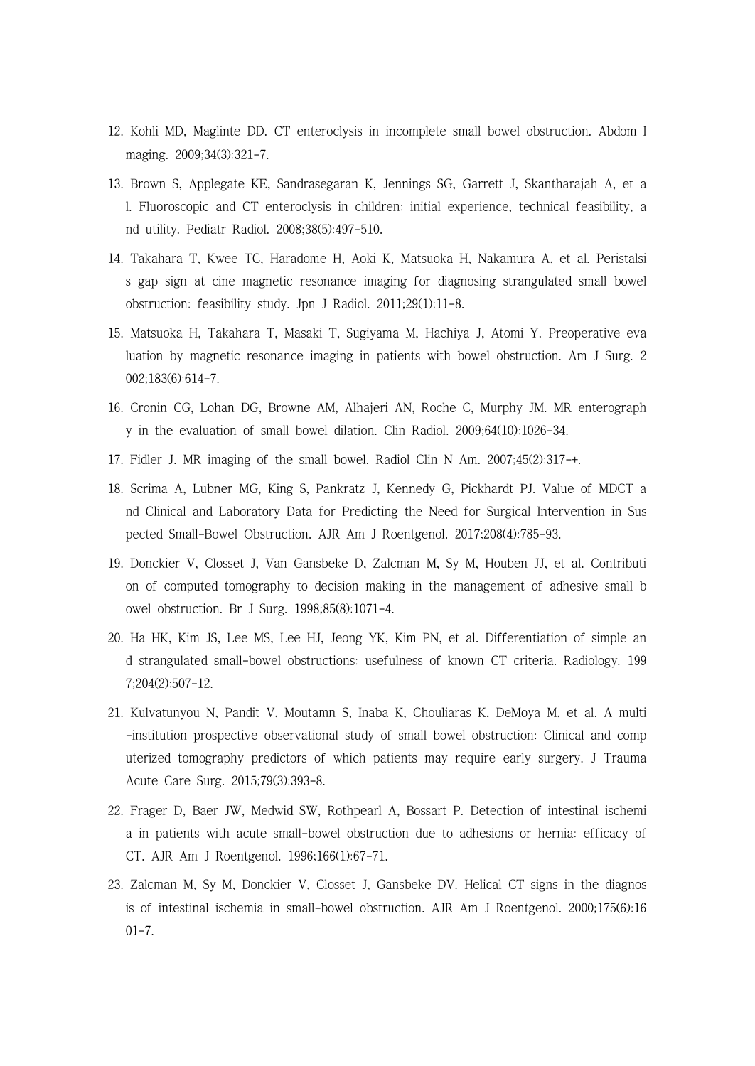12. Kohli MD, Maglinte DD. CT enteroclysis in incomplete small bowel obstruction. Abdom Imaging. 2009;34(3):321-7.

13. Brown S, Applegate KE, Sandrasegaran K, Jennings SG, Garrett J, Skantharajah A, et al. Fluoroscopic and CT enteroclysis in children: initial experience, technical feasibility, and utility. Pediatr Radiol. 2008;38(5):497-510.

14. Takahara T, Kwee TC, Haradome H, Aoki K, Matsuoka H, Nakamura A, et al. Peristalsis gap sign at cine magnetic resonance imaging for diagnosing strangulated small bowel obstruction: feasibility study. Jpn J Radiol. 2011;29(1):11-8.

15. Matsuoka H, Takahara T, Masaki T, Sugiyama M, Hachiya J, Atomi Y. Preoperative evaluation by magnetic resonance imaging in patients with bowel obstruction. Am J Surg. 2002;183(6):614-7.

16. Cronin CG, Lohan DG, Browne AM, Alhajeri AN, Roche C, Murphy JM. MR enterography in the evaluation of small bowel dilation. Clin Radiol. 2009;64(10):1026-34.

17. Fidler J. MR imaging of the small bowel. Radiol Clin N Am. 2007;45(2):317-+.

18. Scrima A, Lubner MG, King S, Pankratz J, Kennedy G, Pickhardt PJ. Value of MDCT and Clinical and Laboratory Data for Predicting the Need for Surgical Intervention in Suspected Small-Bowel Obstruction. AJR Am J Roentgenol. 2017;208(4):785-93.

19. Donckier V, Closset J, Van Gansbeke D, Zalcman M, Sy M, Houben JJ, et al. Contribution of computed tomography to decision making in the management of adhesive small bowel obstruction. Br J Surg. 1998;85(8):1071-4.

20. Ha HK, Kim JS, Lee MS, Lee HJ, Jeong YK, Kim PN, et al. Differentiation of simple and strangulated small-bowel obstructions: usefulness of known CT criteria. Radiology. 1997;204(2):507-12.

21. Kulvatunyou N, Pandit V, Moutamn S, Inaba K, Chouliaras K, DeMoya M, et al. A multi-institution prospective observational study of small bowel obstruction: Clinical and computerized tomography predictors of which patients may require early surgery. J Trauma Acute Care Surg. 2015;79(3):393-8.

22. Frager D, Baer JW, Medwid SW, Rothpearl A, Bossart P. Detection of intestinal ischemia in patients with acute small-bowel obstruction due to adhesions or hernia: efficacy of CT. AJR Am J Roentgenol. 1996;166(1):67-71.

23. Zalcman M, Sy M, Donckier V, Closset J, Gansbeke DV. Helical CT signs in the diagnosis of intestinal ischemia in small-bowel obstruction. AJR Am J Roentgenol. 2000;175(6):1601-7.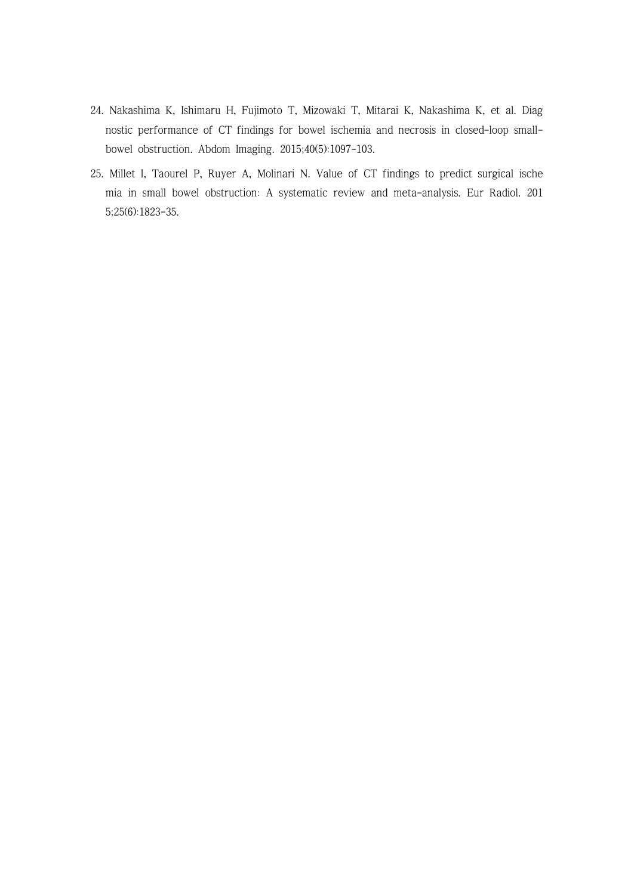24. Nakashima K, Ishimaru H, Fujimoto T, Mizowaki T, Mitarai K, Nakashima K, et al. Diagnostic performance of CT findings for bowel ischemia and necrosis in closed-loop small-bowel obstruction. Abdom Imaging. 2015;40(5):1097-103.

25. Millet I, Taourel P, Ruyer A, Molinari N. Value of CT findings to predict surgical ischemia in small bowel obstruction: A systematic review and meta-analysis. Eur Radiol. 2015;25(6):1823-35.